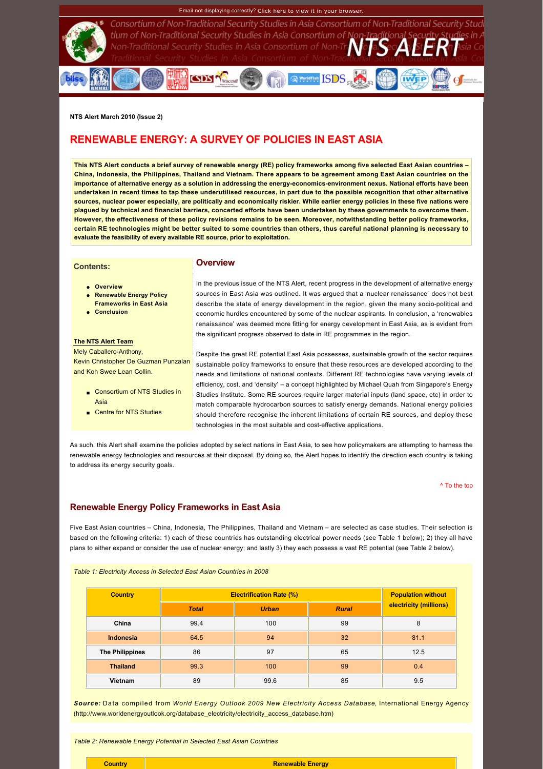Email not displaying correctly? Click here to view it in your browser.

# NTS ALERT

NTS Alert March 2010 (Issue 2)

# RENEWABLE ENERGY: A SURVEY OF POLICIES IN EAST ASIA

**This NTS Alert conducts a brief survey of renewable energy (RE) policy frameworks among five selected East Asian countries – China, Indonesia, the Philippines, Thailand and Vietnam. There appears to be agreement among East Asian countries on the importance of alternative energy as a solution in addressing the energy-economics-environment nexus. National efforts have been undertaken in recent times to tap these underutilised resources, in part due to the possible recognition that other alternative sources, nuclear power especially, are politically and economically riskier. While earlier energy policies in these five nations were plagued by technical and financial barriers, concerted efforts have been undertaken by these governments to overcome them. However, the effectiveness of these policy revisions remains to be seen. Moreover, notwithstanding better policy frameworks, certain RE technologies might be better suited to some countries than others, thus careful national planning is necessary to evaluate the feasibility of every available RE source, prior to exploitation.**

**Contents:**

- **Overview**
- **Renewable Energy Policy Frameworks in East Asia**
- **Conclusion**

**The NTS Alert Team**
Mely Caballero-Anthony,
Kevin Christopher De Guzman Punzalan and Koh Swee Lean Collin.

- Consortium of NTS Studies in Asia
- Centre for NTS Studies

## Overview

In the previous issue of the NTS Alert, recent progress in the development of alternative energy sources in East Asia was outlined. It was argued that a 'nuclear renaissance' does not best describe the state of energy development in the region, given the many socio-political and economic hurdles encountered by some of the nuclear aspirants. In conclusion, a 'renewables renaissance' was deemed more fitting for energy development in East Asia, as is evident from the significant progress observed to date in RE programmes in the region.

Despite the great RE potential East Asia possesses, sustainable growth of the sector requires sustainable policy frameworks to ensure that these resources are developed according to the needs and limitations of national contexts. Different RE technologies have varying levels of efficiency, cost, and 'density' – a concept highlighted by Michael Quah from Singapore's Energy Studies Institute. Some RE sources require larger material inputs (land space, etc) in order to match comparable hydrocarbon sources to satisfy energy demands. National energy policies should therefore recognise the inherent limitations of certain RE sources, and deploy these technologies in the most suitable and cost-effective applications.

As such, this Alert shall examine the policies adopted by select nations in East Asia, to see how policymakers are attempting to harness the renewable energy technologies and resources at their disposal. By doing so, the Alert hopes to identify the direction each country is taking to address its energy security goals.

^ To the top

## Renewable Energy Policy Frameworks in East Asia

Five East Asian countries – China, Indonesia, The Philippines, Thailand and Vietnam – are selected as case studies. Their selection is based on the following criteria: 1) each of these countries has outstanding electrical power needs (see Table 1 below); 2) they all have plans to either expand or consider the use of nuclear energy; and lastly 3) they each possess a vast RE potential (see Table 2 below).

*Table 1: Electricity Access in Selected East Asian Countries in 2008*

| Country | Electrification Rate (%) | | | Population without electricity (millions) |
|---|---|---|---|---|
| | *Total* | *Urban* | *Rural* | |
| China | 99.4 | 100 | 99 | 8 |
| Indonesia | 64.5 | 94 | 32 | 81.1 |
| The Philippines | 86 | 97 | 65 | 12.5 |
| Thailand | 99.3 | 100 | 99 | 0.4 |
| Vietnam | 89 | 99.6 | 85 | 9.5 |

***Source:*** Data compiled from *World Energy Outlook 2009 New Electricity Access Database*, International Energy Agency (http://www.worldenergyoutlook.org/database_electricity/electricity_access_database.htm)

*Table 2: Renewable Energy Potential in Selected East Asian Countries*

| Country | Renewable Energy |
|---|---|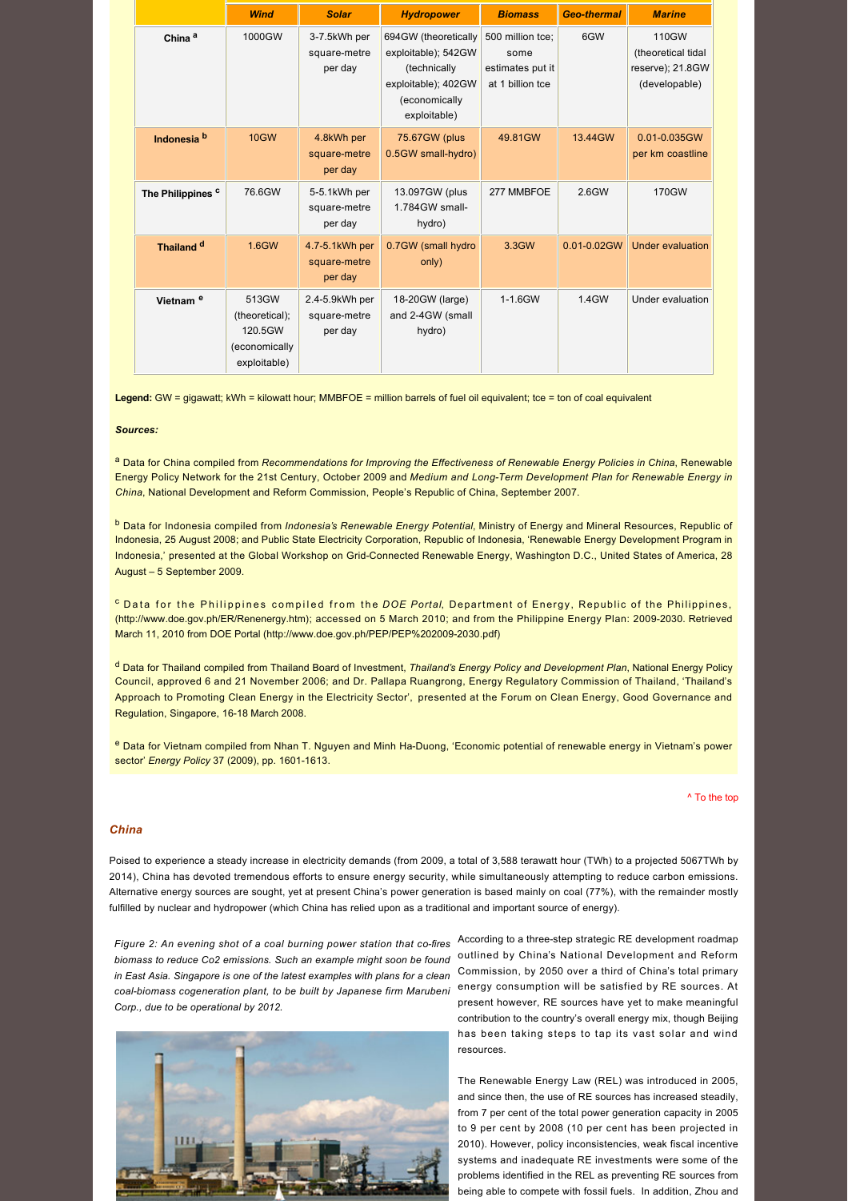| | Wind | Solar | Hydropower | Biomass | Geo-thermal | Marine |
|---|---|---|---|---|---|---|
| China [a] | 1000GW | 3-7.5kWh per square-metre per day | 694GW (theoretically exploitable); 542GW (technically exploitable); 402GW (economically exploitable) | 500 million tce; some estimates put it at 1 billion tce | 6GW | 110GW (theoretical tidal reserve); 21.8GW (developable) |
| Indonesia [b] | 10GW | 4.8kWh per square-metre per day | 75.67GW (plus 0.5GW small-hydro) | 49.81GW | 13.44GW | 0.01-0.035GW per km coastline |
| The Philippines [c] | 76.6GW | 5-5.1kWh per square-metre per day | 13.097GW (plus 1.784GW small-hydro) | 277 MMBFOE | 2.6GW | 170GW |
| Thailand [d] | 1.6GW | 4.7-5.1kWh per square-metre per day | 0.7GW (small hydro only) | 3.3GW | 0.01-0.02GW | Under evaluation |
| Vietnam [e] | 513GW (theoretical); 120.5GW (economically exploitable) | 2.4-5.9kWh per square-metre per day | 18-20GW (large) and 2-4GW (small hydro) | 1-1.6GW | 1.4GW | Under evaluation |

**Legend:** GW = gigawatt; kWh = kilowatt hour; MMBFOE = million barrels of fuel oil equivalent; tce = ton of coal equivalent

***Sources:***

[a] Data for China compiled from *Recommendations for Improving the Effectiveness of Renewable Energy Policies in China*, Renewable Energy Policy Network for the 21st Century, October 2009 and *Medium and Long-Term Development Plan for Renewable Energy in China*, National Development and Reform Commission, People's Republic of China, September 2007.

[b] Data for Indonesia compiled from *Indonesia's Renewable Energy Potential*, Ministry of Energy and Mineral Resources, Republic of Indonesia, 25 August 2008; and Public State Electricity Corporation, Republic of Indonesia, 'Renewable Energy Development Program in Indonesia,' presented at the Global Workshop on Grid-Connected Renewable Energy, Washington D.C., United States of America, 28 August – 5 September 2009.

[c] Data for the Philippines compiled from the *DOE Portal*, Department of Energy, Republic of the Philippines, (http://www.doe.gov.ph/ER/Renenergy.htm); accessed on 5 March 2010; and from the Philippine Energy Plan: 2009-2030. Retrieved March 11, 2010 from DOE Portal (http://www.doe.gov.ph/PEP/PEP%202009-2030.pdf)

[d] Data for Thailand compiled from Thailand Board of Investment, *Thailand's Energy Policy and Development Plan*, National Energy Policy Council, approved 6 and 21 November 2006; and Dr. Pallapa Ruangrong, Energy Regulatory Commission of Thailand, 'Thailand's Approach to Promoting Clean Energy in the Electricity Sector', presented at the Forum on Clean Energy, Good Governance and Regulation, Singapore, 16-18 March 2008.

[e] Data for Vietnam compiled from Nhan T. Nguyen and Minh Ha-Duong, 'Economic potential of renewable energy in Vietnam's power sector' *Energy Policy* 37 (2009), pp. 1601-1613.

^ To the top

## China

Poised to experience a steady increase in electricity demands (from 2009, a total of 3,588 terawatt hour (TWh) to a projected 5067TWh by 2014), China has devoted tremendous efforts to ensure energy security, while simultaneously attempting to reduce carbon emissions. Alternative energy sources are sought, yet at present China's power generation is based mainly on coal (77%), with the remainder mostly fulfilled by nuclear and hydropower (which China has relied upon as a traditional and important source of energy).

*Figure 2: An evening shot of a coal burning power station that co-fires biomass to reduce Co2 emissions. Such an example might soon be found in East Asia. Singapore is one of the latest examples with plans for a clean coal-biomass cogeneration plant, to be built by Japanese firm Marubeni Corp., due to be operational by 2012.*

According to a three-step strategic RE development roadmap outlined by China's National Development and Reform Commission, by 2050 over a third of China's total primary energy consumption will be satisfied by RE sources. At present however, RE sources have yet to make meaningful contribution to the country's overall energy mix, though Beijing has been taking steps to tap its vast solar and wind resources.

The Renewable Energy Law (REL) was introduced in 2005, and since then, the use of RE sources has increased steadily, from 7 per cent of the total power generation capacity in 2005 to 9 per cent by 2008 (10 per cent has been projected in 2010). However, policy inconsistencies, weak fiscal incentive systems and inadequate RE investments were some of the problems identified in the REL as preventing RE sources from being able to compete with fossil fuels. In addition, Zhou and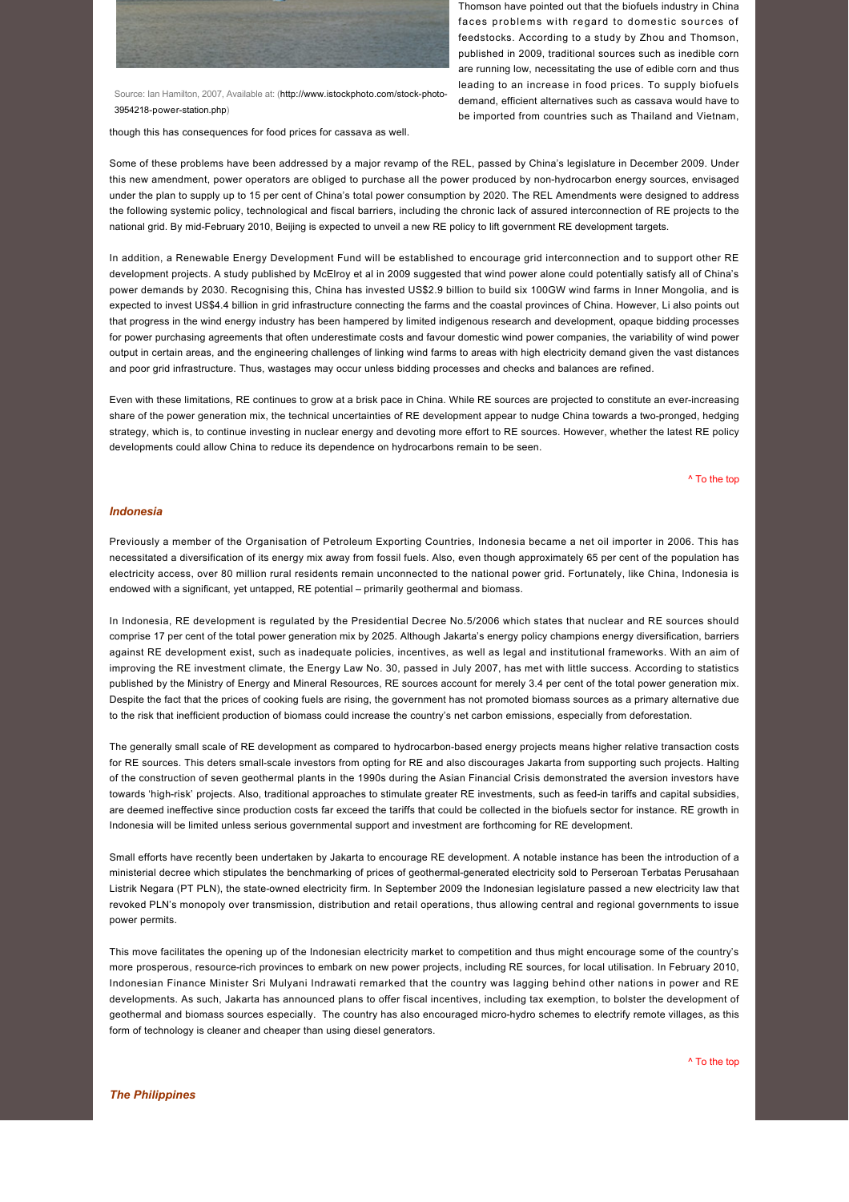Source: Ian Hamilton, 2007, Available at: (http://www.istockphoto.com/stock-photo-3954218-power-station.php)

Thomson have pointed out that the biofuels industry in China faces problems with regard to domestic sources of feedstocks. According to a study by Zhou and Thomson, published in 2009, traditional sources such as inedible corn are running low, necessitating the use of edible corn and thus leading to an increase in food prices. To supply biofuels demand, efficient alternatives such as cassava would have to be imported from countries such as Thailand and Vietnam, though this has consequences for food prices for cassava as well.

Some of these problems have been addressed by a major revamp of the REL, passed by China's legislature in December 2009. Under this new amendment, power operators are obliged to purchase all the power produced by non-hydrocarbon energy sources, envisaged under the plan to supply up to 15 per cent of China's total power consumption by 2020. The REL Amendments were designed to address the following systemic policy, technological and fiscal barriers, including the chronic lack of assured interconnection of RE projects to the national grid. By mid-February 2010, Beijing is expected to unveil a new RE policy to lift government RE development targets.

In addition, a Renewable Energy Development Fund will be established to encourage grid interconnection and to support other RE development projects. A study published by McElroy et al in 2009 suggested that wind power alone could potentially satisfy all of China's power demands by 2030. Recognising this, China has invested US$2.9 billion to build six 100GW wind farms in Inner Mongolia, and is expected to invest US$4.4 billion in grid infrastructure connecting the farms and the coastal provinces of China. However, Li also points out that progress in the wind energy industry has been hampered by limited indigenous research and development, opaque bidding processes for power purchasing agreements that often underestimate costs and favour domestic wind power companies, the variability of wind power output in certain areas, and the engineering challenges of linking wind farms to areas with high electricity demand given the vast distances and poor grid infrastructure. Thus, wastages may occur unless bidding processes and checks and balances are refined.

Even with these limitations, RE continues to grow at a brisk pace in China. While RE sources are projected to constitute an ever-increasing share of the power generation mix, the technical uncertainties of RE development appear to nudge China towards a two-pronged, hedging strategy, which is, to continue investing in nuclear energy and devoting more effort to RE sources. However, whether the latest RE policy developments could allow China to reduce its dependence on hydrocarbons remain to be seen.

^ To the top

### *Indonesia*

Previously a member of the Organisation of Petroleum Exporting Countries, Indonesia became a net oil importer in 2006. This has necessitated a diversification of its energy mix away from fossil fuels. Also, even though approximately 65 per cent of the population has electricity access, over 80 million rural residents remain unconnected to the national power grid. Fortunately, like China, Indonesia is endowed with a significant, yet untapped, RE potential – primarily geothermal and biomass.

In Indonesia, RE development is regulated by the Presidential Decree No.5/2006 which states that nuclear and RE sources should comprise 17 per cent of the total power generation mix by 2025. Although Jakarta's energy policy champions energy diversification, barriers against RE development exist, such as inadequate policies, incentives, as well as legal and institutional frameworks. With an aim of improving the RE investment climate, the Energy Law No. 30, passed in July 2007, has met with little success. According to statistics published by the Ministry of Energy and Mineral Resources, RE sources account for merely 3.4 per cent of the total power generation mix. Despite the fact that the prices of cooking fuels are rising, the government has not promoted biomass sources as a primary alternative due to the risk that inefficient production of biomass could increase the country's net carbon emissions, especially from deforestation.

The generally small scale of RE development as compared to hydrocarbon-based energy projects means higher relative transaction costs for RE sources. This deters small-scale investors from opting for RE and also discourages Jakarta from supporting such projects. Halting of the construction of seven geothermal plants in the 1990s during the Asian Financial Crisis demonstrated the aversion investors have towards 'high-risk' projects. Also, traditional approaches to stimulate greater RE investments, such as feed-in tariffs and capital subsidies, are deemed ineffective since production costs far exceed the tariffs that could be collected in the biofuels sector for instance. RE growth in Indonesia will be limited unless serious governmental support and investment are forthcoming for RE development.

Small efforts have recently been undertaken by Jakarta to encourage RE development. A notable instance has been the introduction of a ministerial decree which stipulates the benchmarking of prices of geothermal-generated electricity sold to Perseroan Terbatas Perusahaan Listrik Negara (PT PLN), the state-owned electricity firm. In September 2009 the Indonesian legislature passed a new electricity law that revoked PLN's monopoly over transmission, distribution and retail operations, thus allowing central and regional governments to issue power permits.

This move facilitates the opening up of the Indonesian electricity market to competition and thus might encourage some of the country's more prosperous, resource-rich provinces to embark on new power projects, including RE sources, for local utilisation. In February 2010, Indonesian Finance Minister Sri Mulyani Indrawati remarked that the country was lagging behind other nations in power and RE developments. As such, Jakarta has announced plans to offer fiscal incentives, including tax exemption, to bolster the development of geothermal and biomass sources especially. The country has also encouraged micro-hydro schemes to electrify remote villages, as this form of technology is cleaner and cheaper than using diesel generators.

^ To the top

### *The Philippines*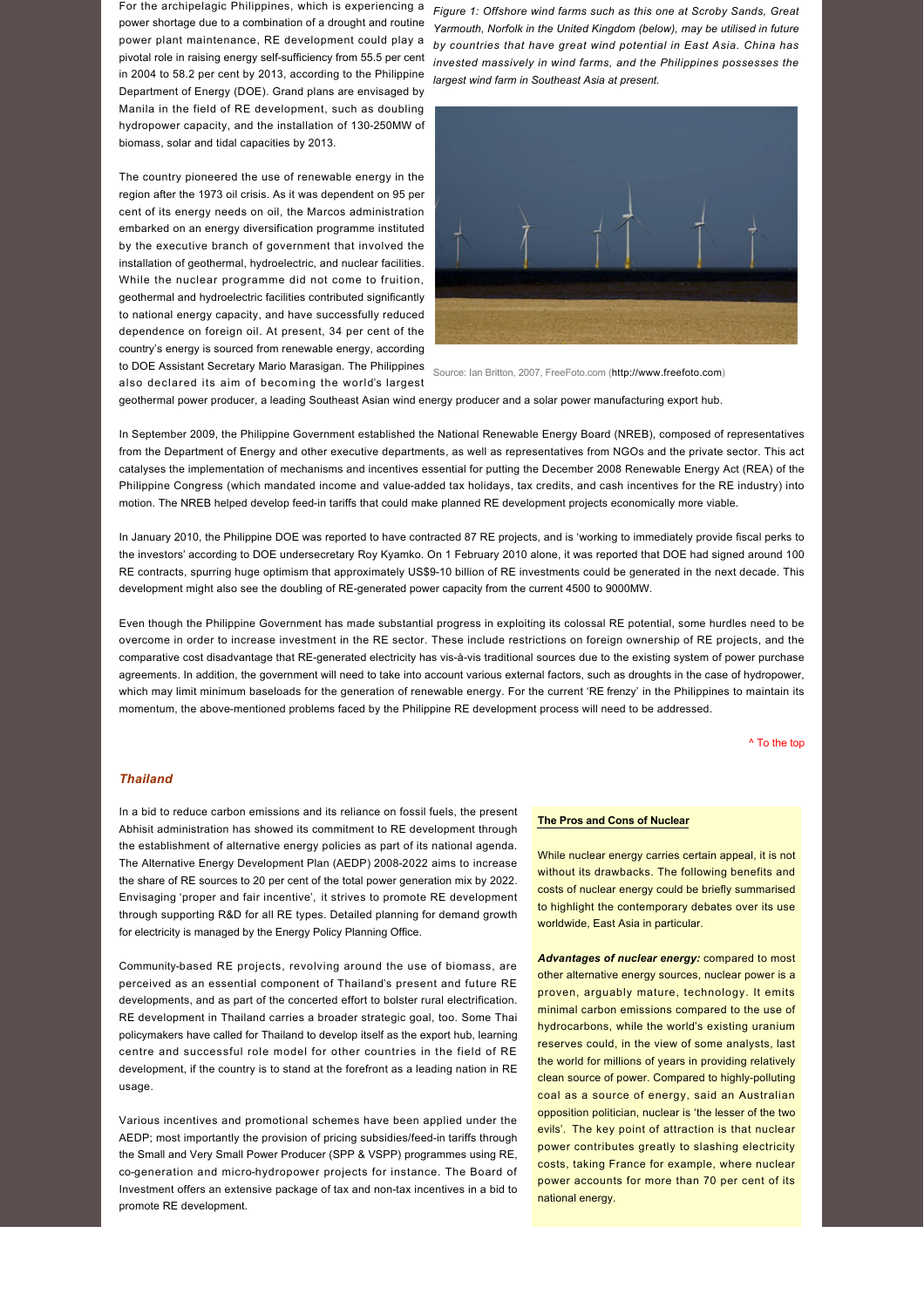For the archipelagic Philippines, which is experiencing a power shortage due to a combination of a drought and routine power plant maintenance, RE development could play a pivotal role in raising energy self-sufficiency from 55.5 per cent in 2004 to 58.2 per cent by 2013, according to the Philippine Department of Energy (DOE). Grand plans are envisaged by Manila in the field of RE development, such as doubling hydropower capacity, and the installation of 130-250MW of biomass, solar and tidal capacities by 2013.

*Figure 1: Offshore wind farms such as this one at Scroby Sands, Great Yarmouth, Norfolk in the United Kingdom (below), may be utilised in future by countries that have great wind potential in East Asia. China has invested massively in wind farms, and the Philippines possesses the largest wind farm in Southeast Asia at present.*

Source: Ian Britton, 2007, FreeFoto.com (http://www.freefoto.com)

The country pioneered the use of renewable energy in the region after the 1973 oil crisis. As it was dependent on 95 per cent of its energy needs on oil, the Marcos administration embarked on an energy diversification programme instituted by the executive branch of government that involved the installation of geothermal, hydroelectric, and nuclear facilities. While the nuclear programme did not come to fruition, geothermal and hydroelectric facilities contributed significantly to national energy capacity, and have successfully reduced dependence on foreign oil. At present, 34 per cent of the country's energy is sourced from renewable energy, according to DOE Assistant Secretary Mario Marasigan. The Philippines also declared its aim of becoming the world's largest geothermal power producer, a leading Southeast Asian wind energy producer and a solar power manufacturing export hub.

In September 2009, the Philippine Government established the National Renewable Energy Board (NREB), composed of representatives from the Department of Energy and other executive departments, as well as representatives from NGOs and the private sector. This act catalyses the implementation of mechanisms and incentives essential for putting the December 2008 Renewable Energy Act (REA) of the Philippine Congress (which mandated income and value-added tax holidays, tax credits, and cash incentives for the RE industry) into motion. The NREB helped develop feed-in tariffs that could make planned RE development projects economically more viable.

In January 2010, the Philippine DOE was reported to have contracted 87 RE projects, and is 'working to immediately provide fiscal perks to the investors' according to DOE undersecretary Roy Kyamko. On 1 February 2010 alone, it was reported that DOE had signed around 100 RE contracts, spurring huge optimism that approximately US$9-10 billion of RE investments could be generated in the next decade. This development might also see the doubling of RE-generated power capacity from the current 4500 to 9000MW.

Even though the Philippine Government has made substantial progress in exploiting its colossal RE potential, some hurdles need to be overcome in order to increase investment in the RE sector. These include restrictions on foreign ownership of RE projects, and the comparative cost disadvantage that RE-generated electricity has vis-à-vis traditional sources due to the existing system of power purchase agreements. In addition, the government will need to take into account various external factors, such as droughts in the case of hydropower, which may limit minimum baseloads for the generation of renewable energy. For the current 'RE frenzy' in the Philippines to maintain its momentum, the above-mentioned problems faced by the Philippine RE development process will need to be addressed.

^ To the top

### *Thailand*

In a bid to reduce carbon emissions and its reliance on fossil fuels, the present Abhisit administration has showed its commitment to RE development through the establishment of alternative energy policies as part of its national agenda. The Alternative Energy Development Plan (AEDP) 2008-2022 aims to increase the share of RE sources to 20 per cent of the total power generation mix by 2022. Envisaging 'proper and fair incentive', it strives to promote RE development through supporting R&D for all RE types. Detailed planning for demand growth for electricity is managed by the Energy Policy Planning Office.

Community-based RE projects, revolving around the use of biomass, are perceived as an essential component of Thailand's present and future RE developments, and as part of the concerted effort to bolster rural electrification. RE development in Thailand carries a broader strategic goal, too. Some Thai policymakers have called for Thailand to develop itself as the export hub, learning centre and successful role model for other countries in the field of RE development, if the country is to stand at the forefront as a leading nation in RE usage.

Various incentives and promotional schemes have been applied under the AEDP; most importantly the provision of pricing subsidies/feed-in tariffs through the Small and Very Small Power Producer (SPP & VSPP) programmes using RE, co-generation and micro-hydropower projects for instance. The Board of Investment offers an extensive package of tax and non-tax incentives in a bid to promote RE development.

**The Pros and Cons of Nuclear**

While nuclear energy carries certain appeal, it is not without its drawbacks. The following benefits and costs of nuclear energy could be briefly summarised to highlight the contemporary debates over its use worldwide, East Asia in particular.

***Advantages of nuclear energy:*** compared to most other alternative energy sources, nuclear power is a proven, arguably mature, technology. It emits minimal carbon emissions compared to the use of hydrocarbons, while the world's existing uranium reserves could, in the view of some analysts, last the world for millions of years in providing relatively clean source of power. Compared to highly-polluting coal as a source of energy, said an Australian opposition politician, nuclear is 'the lesser of the two evils'. The key point of attraction is that nuclear power contributes greatly to slashing electricity costs, taking France for example, where nuclear power accounts for more than 70 per cent of its national energy.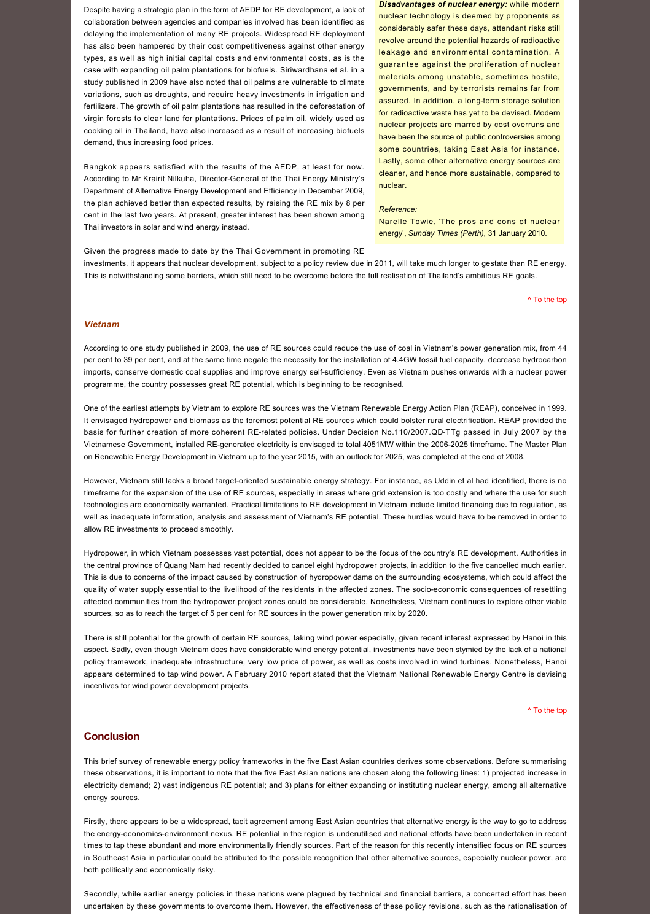Despite having a strategic plan in the form of AEDP for RE development, a lack of collaboration between agencies and companies involved has been identified as delaying the implementation of many RE projects. Widespread RE deployment has also been hampered by their cost competitiveness against other energy types, as well as high initial capital costs and environmental costs, as is the case with expanding oil palm plantations for biofuels. Siriwardhana et al. in a study published in 2009 have also noted that oil palms are vulnerable to climate variations, such as droughts, and require heavy investments in irrigation and fertilizers. The growth of oil palm plantations has resulted in the deforestation of virgin forests to clear land for plantations. Prices of palm oil, widely used as cooking oil in Thailand, have also increased as a result of increasing biofuels demand, thus increasing food prices.

Bangkok appears satisfied with the results of the AEDP, at least for now. According to Mr Krairit Nilkuha, Director-General of the Thai Energy Ministry's Department of Alternative Energy Development and Efficiency in December 2009, the plan achieved better than expected results, by raising the RE mix by 8 per cent in the last two years. At present, greater interest has been shown among Thai investors in solar and wind energy instead.

***Disadvantages of nuclear energy:*** while modern nuclear technology is deemed by proponents as considerably safer these days, attendant risks still revolve around the potential hazards of radioactive leakage and environmental contamination. A guarantee against the proliferation of nuclear materials among unstable, sometimes hostile, governments, and by terrorists remains far from assured. In addition, a long-term storage solution for radioactive waste has yet to be devised. Modern nuclear projects are marred by cost overruns and have been the source of public controversies among some countries, taking East Asia for instance. Lastly, some other alternative energy sources are cleaner, and hence more sustainable, compared to nuclear.

*Reference:*
Narelle Towie, 'The pros and cons of nuclear energy', *Sunday Times (Perth)*, 31 January 2010.

Given the progress made to date by the Thai Government in promoting RE investments, it appears that nuclear development, subject to a policy review due in 2011, will take much longer to gestate than RE energy. This is notwithstanding some barriers, which still need to be overcome before the full realisation of Thailand's ambitious RE goals.

^ To the top

### *Vietnam*

According to one study published in 2009, the use of RE sources could reduce the use of coal in Vietnam's power generation mix, from 44 per cent to 39 per cent, and at the same time negate the necessity for the installation of 4.4GW fossil fuel capacity, decrease hydrocarbon imports, conserve domestic coal supplies and improve energy self-sufficiency. Even as Vietnam pushes onwards with a nuclear power programme, the country possesses great RE potential, which is beginning to be recognised.

One of the earliest attempts by Vietnam to explore RE sources was the Vietnam Renewable Energy Action Plan (REAP), conceived in 1999. It envisaged hydropower and biomass as the foremost potential RE sources which could bolster rural electrification. REAP provided the basis for further creation of more coherent RE-related policies. Under Decision No.110/2007.QD-TTg passed in July 2007 by the Vietnamese Government, installed RE-generated electricity is envisaged to total 4051MW within the 2006-2025 timeframe. The Master Plan on Renewable Energy Development in Vietnam up to the year 2015, with an outlook for 2025, was completed at the end of 2008.

However, Vietnam still lacks a broad target-oriented sustainable energy strategy. For instance, as Uddin et al had identified, there is no timeframe for the expansion of the use of RE sources, especially in areas where grid extension is too costly and where the use for such technologies are economically warranted. Practical limitations to RE development in Vietnam include limited financing due to regulation, as well as inadequate information, analysis and assessment of Vietnam's RE potential. These hurdles would have to be removed in order to allow RE investments to proceed smoothly.

Hydropower, in which Vietnam possesses vast potential, does not appear to be the focus of the country's RE development. Authorities in the central province of Quang Nam had recently decided to cancel eight hydropower projects, in addition to the five cancelled much earlier. This is due to concerns of the impact caused by construction of hydropower dams on the surrounding ecosystems, which could affect the quality of water supply essential to the livelihood of the residents in the affected zones. The socio-economic consequences of resettling affected communities from the hydropower project zones could be considerable. Nonetheless, Vietnam continues to explore other viable sources, so as to reach the target of 5 per cent for RE sources in the power generation mix by 2020.

There is still potential for the growth of certain RE sources, taking wind power especially, given recent interest expressed by Hanoi in this aspect. Sadly, even though Vietnam does have considerable wind energy potential, investments have been stymied by the lack of a national policy framework, inadequate infrastructure, very low price of power, as well as costs involved in wind turbines. Nonetheless, Hanoi appears determined to tap wind power. A February 2010 report stated that the Vietnam National Renewable Energy Centre is devising incentives for wind power development projects.

^ To the top

## Conclusion

This brief survey of renewable energy policy frameworks in the five East Asian countries derives some observations. Before summarising these observations, it is important to note that the five East Asian nations are chosen along the following lines: 1) projected increase in electricity demand; 2) vast indigenous RE potential; and 3) plans for either expanding or instituting nuclear energy, among all alternative energy sources.

Firstly, there appears to be a widespread, tacit agreement among East Asian countries that alternative energy is the way to go to address the energy-economics-environment nexus. RE potential in the region is underutilised and national efforts have been undertaken in recent times to tap these abundant and more environmentally friendly sources. Part of the reason for this recently intensified focus on RE sources in Southeast Asia in particular could be attributed to the possible recognition that other alternative sources, especially nuclear power, are both politically and economically risky.

Secondly, while earlier energy policies in these nations were plagued by technical and financial barriers, a concerted effort has been undertaken by these governments to overcome them. However, the effectiveness of these policy revisions, such as the rationalisation of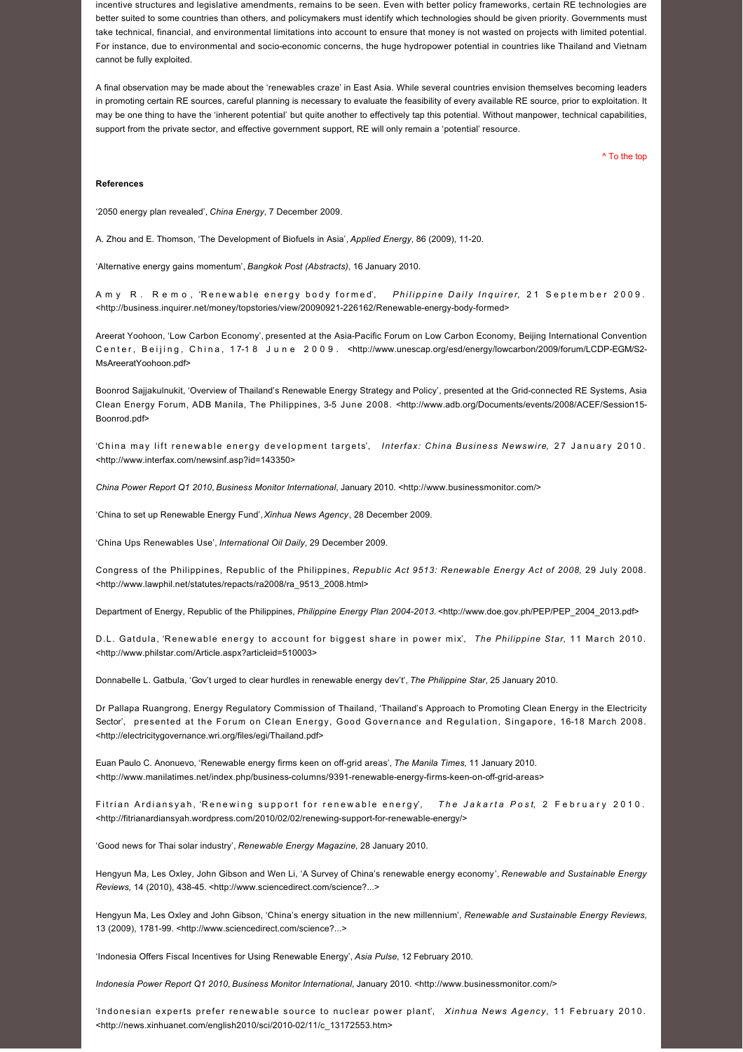incentive structures and legislative amendments, remains to be seen. Even with better policy frameworks, certain RE technologies are better suited to some countries than others, and policymakers must identify which technologies should be given priority. Governments must take technical, financial, and environmental limitations into account to ensure that money is not wasted on projects with limited potential. For instance, due to environmental and socio-economic concerns, the huge hydropower potential in countries like Thailand and Vietnam cannot be fully exploited.

A final observation may be made about the 'renewables craze' in East Asia. While several countries envision themselves becoming leaders in promoting certain RE sources, careful planning is necessary to evaluate the feasibility of every available RE source, prior to exploitation. It may be one thing to have the 'inherent potential' but quite another to effectively tap this potential. Without manpower, technical capabilities, support from the private sector, and effective government support, RE will only remain a 'potential' resource.

^ To the top

**References**

'2050 energy plan revealed', *China Energy*, 7 December 2009.

A. Zhou and E. Thomson, 'The Development of Biofuels in Asia', *Applied Energy*, 86 (2009), 11-20.

'Alternative energy gains momentum', *Bangkok Post (Abstracts)*, 16 January 2010.

Amy R. Remo, 'Renewable energy body formed', *Philippine Daily Inquirer*, 21 September 2009. <http://business.inquirer.net/money/topstories/view/20090921-226162/Renewable-energy-body-formed>

Areerat Yoohoon, 'Low Carbon Economy', presented at the Asia-Pacific Forum on Low Carbon Economy, Beijing International Convention Center, Beijing, China, 17-18 June 2009. <http://www.unescap.org/esd/energy/lowcarbon/2009/forum/LCDP-EGM/S2-MsAreeratYoohoon.pdf>

Boonrod Sajjakulnukit, 'Overview of Thailand's Renewable Energy Strategy and Policy', presented at the Grid-connected RE Systems, Asia Clean Energy Forum, ADB Manila, The Philippines, 3-5 June 2008. <http://www.adb.org/Documents/events/2008/ACEF/Session15-Boonrod.pdf>

'China may lift renewable energy development targets', *Interfax: China Business Newswire*, 27 January 2010. <http://www.interfax.com/newsinf.asp?id=143350>

*China Power Report Q1 2010*, *Business Monitor International*, January 2010. <http://www.businessmonitor.com/>

'China to set up Renewable Energy Fund', *Xinhua News Agency*, 28 December 2009.

'China Ups Renewables Use', *International Oil Daily*, 29 December 2009.

Congress of the Philippines, Republic of the Philippines, *Republic Act 9513: Renewable Energy Act of 2008*, 29 July 2008. <http://www.lawphil.net/statutes/repacts/ra2008/ra_9513_2008.html>

Department of Energy, Republic of the Philippines, *Philippine Energy Plan 2004-2013*. <http://www.doe.gov.ph/PEP/PEP_2004_2013.pdf>

D.L. Gatdula, 'Renewable energy to account for biggest share in power mix', *The Philippine Star*, 11 March 2010. <http://www.philstar.com/Article.aspx?articleid=510003>

Donnabelle L. Gatbula, 'Gov't urged to clear hurdles in renewable energy dev't', *The Philippine Star*, 25 January 2010.

Dr Pallapa Ruangrong, Energy Regulatory Commission of Thailand, 'Thailand's Approach to Promoting Clean Energy in the Electricity Sector', presented at the Forum on Clean Energy, Good Governance and Regulation, Singapore, 16-18 March 2008. <http://electricitygovernance.wri.org/files/egi/Thailand.pdf>

Euan Paulo C. Anonuevo, 'Renewable energy firms keen on off-grid areas', *The Manila Times*, 11 January 2010. <http://www.manilatimes.net/index.php/business-columns/9391-renewable-energy-firms-keen-on-off-grid-areas>

Fitrian Ardiansyah, 'Renewing support for renewable energy', *The Jakarta Post*, 2 February 2010. <http://fitrianardiansyah.wordpress.com/2010/02/02/renewing-support-for-renewable-energy/>

'Good news for Thai solar industry', *Renewable Energy Magazine*, 28 January 2010.

Hengyun Ma, Les Oxley, John Gibson and Wen Li, 'A Survey of China's renewable energy economy', *Renewable and Sustainable Energy Reviews*, 14 (2010), 438-45. <http://www.sciencedirect.com/science?...>

Hengyun Ma, Les Oxley and John Gibson, 'China's energy situation in the new millennium', *Renewable and Sustainable Energy Reviews*, 13 (2009), 1781-99. <http://www.sciencedirect.com/science?...>

'Indonesia Offers Fiscal Incentives for Using Renewable Energy', *Asia Pulse*, 12 February 2010.

*Indonesia Power Report Q1 2010*, *Business Monitor International*, January 2010. <http://www.businessmonitor.com/>

'Indonesian experts prefer renewable source to nuclear power plant', *Xinhua News Agency*, 11 February 2010. <http://news.xinhuanet.com/english2010/sci/2010-02/11/c_13172553.htm>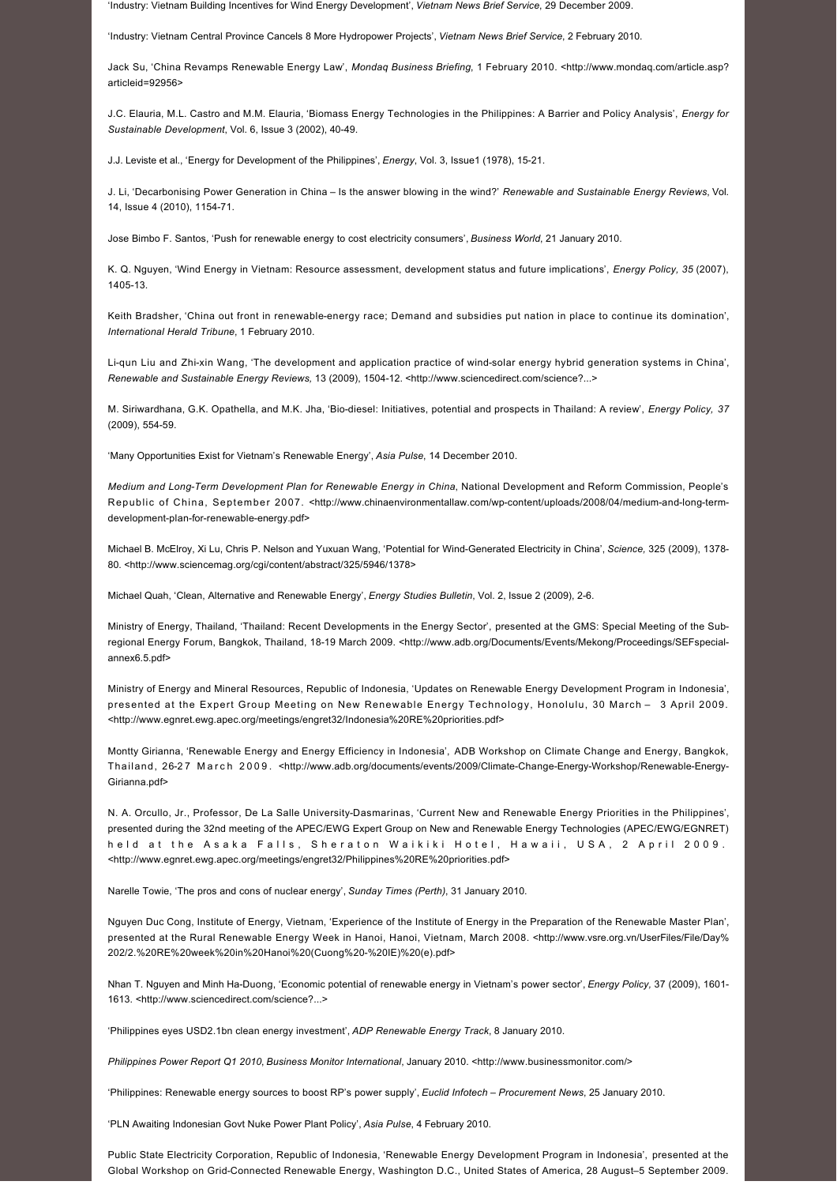'Industry: Vietnam Building Incentives for Wind Energy Development', *Vietnam News Brief Service*, 29 December 2009.

'Industry: Vietnam Central Province Cancels 8 More Hydropower Projects', *Vietnam News Brief Service*, 2 February 2010.

Jack Su, 'China Revamps Renewable Energy Law', *Mondaq Business Briefing*, 1 February 2010. <http://www.mondaq.com/article.asp?articleid=92956>

J.C. Elauria, M.L. Castro and M.M. Elauria, 'Biomass Energy Technologies in the Philippines: A Barrier and Policy Analysis', *Energy for Sustainable Development*, Vol. 6, Issue 3 (2002), 40-49.

J.J. Leviste et al., 'Energy for Development of the Philippines', *Energy*, Vol. 3, Issue1 (1978), 15-21.

J. Li, 'Decarbonising Power Generation in China – Is the answer blowing in the wind?' *Renewable and Sustainable Energy Reviews*, Vol. 14, Issue 4 (2010), 1154-71.

Jose Bimbo F. Santos, 'Push for renewable energy to cost electricity consumers', *Business World*, 21 January 2010.

K. Q. Nguyen, 'Wind Energy in Vietnam: Resource assessment, development status and future implications', *Energy Policy, 35* (2007), 1405-13.

Keith Bradsher, 'China out front in renewable-energy race; Demand and subsidies put nation in place to continue its domination', *International Herald Tribune*, 1 February 2010.

Li-qun Liu and Zhi-xin Wang, 'The development and application practice of wind-solar energy hybrid generation systems in China', *Renewable and Sustainable Energy Reviews*, 13 (2009), 1504-12. <http://www.sciencedirect.com/science?...>

M. Siriwardhana, G.K. Opathella, and M.K. Jha, 'Bio-diesel: Initiatives, potential and prospects in Thailand: A review', *Energy Policy, 37* (2009), 554-59.

'Many Opportunities Exist for Vietnam's Renewable Energy', *Asia Pulse*, 14 December 2010.

*Medium and Long-Term Development Plan for Renewable Energy in China*, National Development and Reform Commission, People's Republic of China, September 2007. <http://www.chinaenvironmentallaw.com/wp-content/uploads/2008/04/medium-and-long-term-development-plan-for-renewable-energy.pdf>

Michael B. McElroy, Xi Lu, Chris P. Nelson and Yuxuan Wang, 'Potential for Wind-Generated Electricity in China', *Science,* 325 (2009), 1378-80. <http://www.sciencemag.org/cgi/content/abstract/325/5946/1378>

Michael Quah, 'Clean, Alternative and Renewable Energy', *Energy Studies Bulletin*, Vol. 2, Issue 2 (2009), 2-6.

Ministry of Energy, Thailand, 'Thailand: Recent Developments in the Energy Sector', presented at the GMS: Special Meeting of the Sub-regional Energy Forum, Bangkok, Thailand, 18-19 March 2009. <http://www.adb.org/Documents/Events/Mekong/Proceedings/SEFspecial-annex6.5.pdf>

Ministry of Energy and Mineral Resources, Republic of Indonesia, 'Updates on Renewable Energy Development Program in Indonesia', presented at the Expert Group Meeting on New Renewable Energy Technology, Honolulu, 30 March – 3 April 2009. <http://www.egnret.ewg.apec.org/meetings/engret32/Indonesia%20RE%20priorities.pdf>

Montty Girianna, 'Renewable Energy and Energy Efficiency in Indonesia', ADB Workshop on Climate Change and Energy, Bangkok, Thailand, 26-27 March 2009. <http://www.adb.org/documents/events/2009/Climate-Change-Energy-Workshop/Renewable-Energy-Girianna.pdf>

N. A. Orcullo, Jr., Professor, De La Salle University-Dasmarinas, 'Current New and Renewable Energy Priorities in the Philippines', presented during the 32nd meeting of the APEC/EWG Expert Group on New and Renewable Energy Technologies (APEC/EWG/EGNRET) held at the Asaka Falls, Sheraton Waikiki Hotel, Hawaii, USA, 2 April 2009. <http://www.egnret.ewg.apec.org/meetings/engret32/Philippines%20RE%20priorities.pdf>

Narelle Towie, 'The pros and cons of nuclear energy', *Sunday Times (Perth)*, 31 January 2010.

Nguyen Duc Cong, Institute of Energy, Vietnam, 'Experience of the Institute of Energy in the Preparation of the Renewable Master Plan', presented at the Rural Renewable Energy Week in Hanoi, Hanoi, Vietnam, March 2008. <http://www.vsre.org.vn/UserFiles/File/Day%202/2.%20RE%20week%20in%20Hanoi%20(Cuong%20-%20IE)%20(e).pdf>

Nhan T. Nguyen and Minh Ha-Duong, 'Economic potential of renewable energy in Vietnam's power sector', *Energy Policy,* 37 (2009), 1601-1613. <http://www.sciencedirect.com/science?...>

'Philippines eyes USD2.1bn clean energy investment', *ADP Renewable Energy Track*, 8 January 2010.

*Philippines Power Report Q1 2010*, *Business Monitor International*, January 2010. <http://www.businessmonitor.com/>

'Philippines: Renewable energy sources to boost RP's power supply', *Euclid Infotech – Procurement News*, 25 January 2010.

'PLN Awaiting Indonesian Govt Nuke Power Plant Policy', *Asia Pulse*, 4 February 2010.

Public State Electricity Corporation, Republic of Indonesia, 'Renewable Energy Development Program in Indonesia', presented at the Global Workshop on Grid-Connected Renewable Energy, Washington D.C., United States of America, 28 August–5 September 2009.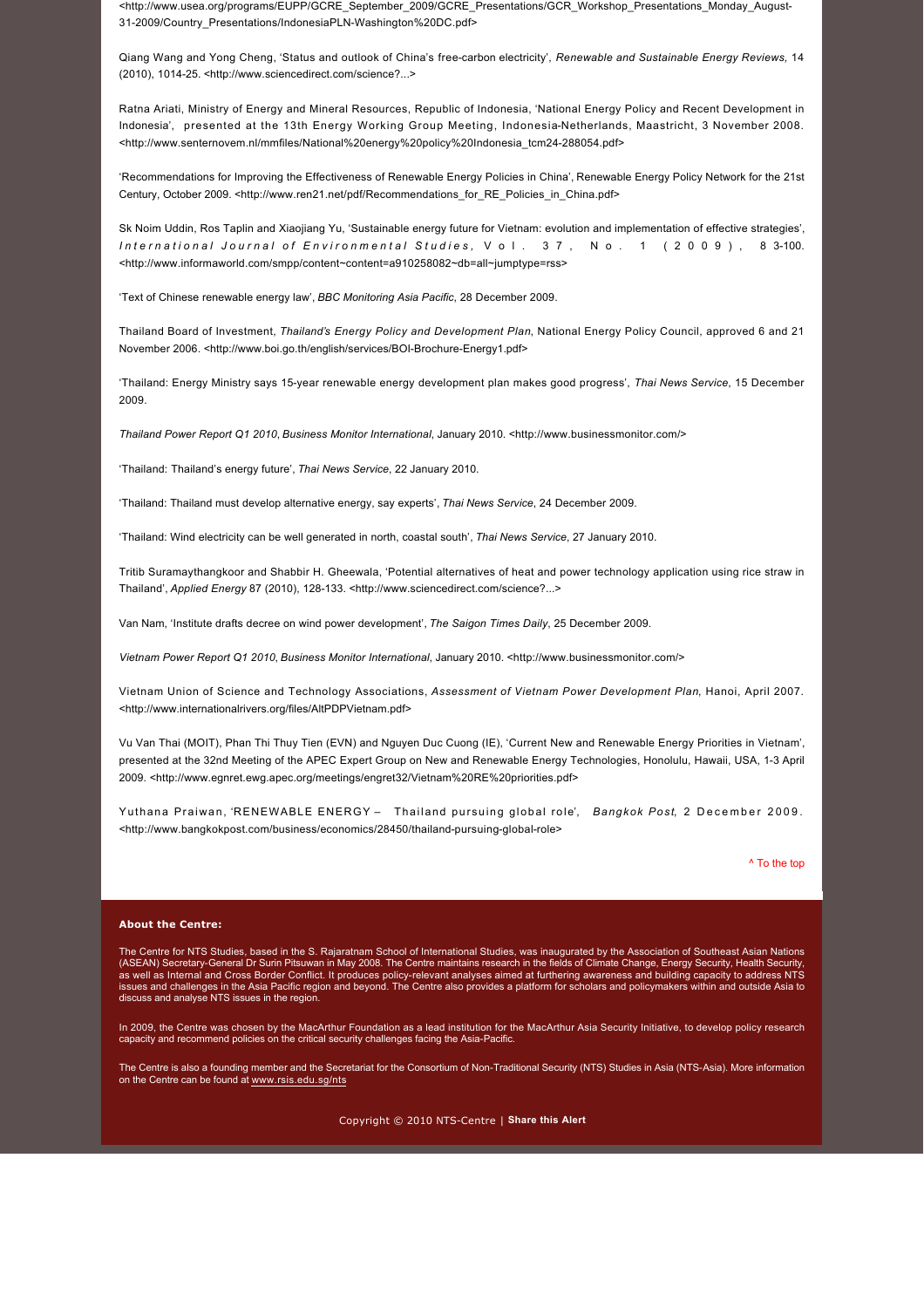<http://www.usea.org/programs/EUPP/GCRE_September_2009/GCRE_Presentations/GCR_Workshop_Presentations_Monday_August-31-2009/Country_Presentations/IndonesiaPLN-Washington%20DC.pdf>

Qiang Wang and Yong Cheng, 'Status and outlook of China's free-carbon electricity', *Renewable and Sustainable Energy Reviews*, 14 (2010), 1014-25. <http://www.sciencedirect.com/science?...>

Ratna Ariati, Ministry of Energy and Mineral Resources, Republic of Indonesia, 'National Energy Policy and Recent Development in Indonesia', presented at the 13th Energy Working Group Meeting, Indonesia-Netherlands, Maastricht, 3 November 2008. <http://www.senternovem.nl/mmfiles/National%20energy%20policy%20Indonesia_tcm24-288054.pdf>

'Recommendations for Improving the Effectiveness of Renewable Energy Policies in China', Renewable Energy Policy Network for the 21st Century, October 2009. <http://www.ren21.net/pdf/Recommendations_for_RE_Policies_in_China.pdf>

Sk Noim Uddin, Ros Taplin and Xiaojiang Yu, 'Sustainable energy future for Vietnam: evolution and implementation of effective strategies', *International Journal of Environmental Studies*, Vol. 37, No. 1 (2009), 83-100. <http://www.informaworld.com/smpp/content~content=a910258082~db=all~jumptype=rss>

'Text of Chinese renewable energy law', *BBC Monitoring Asia Pacific*, 28 December 2009.

Thailand Board of Investment, *Thailand's Energy Policy and Development Plan*, National Energy Policy Council, approved 6 and 21 November 2006. <http://www.boi.go.th/english/services/BOI-Brochure-Energy1.pdf>

'Thailand: Energy Ministry says 15-year renewable energy development plan makes good progress', *Thai News Service*, 15 December 2009.

*Thailand Power Report Q1 2010*, *Business Monitor International*, January 2010. <http://www.businessmonitor.com/>

'Thailand: Thailand's energy future', *Thai News Service*, 22 January 2010.

'Thailand: Thailand must develop alternative energy, say experts', *Thai News Service*, 24 December 2009.

'Thailand: Wind electricity can be well generated in north, coastal south', *Thai News Service*, 27 January 2010.

Tritib Suramaythangkoor and Shabbir H. Gheewala, 'Potential alternatives of heat and power technology application using rice straw in Thailand', *Applied Energy* 87 (2010), 128-133. <http://www.sciencedirect.com/science?...>

Van Nam, 'Institute drafts decree on wind power development', *The Saigon Times Daily*, 25 December 2009.

*Vietnam Power Report Q1 2010*, *Business Monitor International*, January 2010. <http://www.businessmonitor.com/>

Vietnam Union of Science and Technology Associations, *Assessment of Vietnam Power Development Plan*, Hanoi, April 2007. <http://www.internationalrivers.org/files/AltPDPVietnam.pdf>

Vu Van Thai (MOIT), Phan Thi Thuy Tien (EVN) and Nguyen Duc Cuong (IE), 'Current New and Renewable Energy Priorities in Vietnam', presented at the 32nd Meeting of the APEC Expert Group on New and Renewable Energy Technologies, Honolulu, Hawaii, USA, 1-3 April 2009. <http://www.egnret.ewg.apec.org/meetings/engret32/Vietnam%20RE%20priorities.pdf>

Yuthana Praiwan, 'RENEWABLE ENERGY – Thailand pursuing global role', *Bangkok Post*, 2 December 2009. <http://www.bangkokpost.com/business/economics/28450/thailand-pursuing-global-role>

^ To the top

**About the Centre:**

The Centre for NTS Studies, based in the S. Rajaratnam School of International Studies, was inaugurated by the Association of Southeast Asian Nations (ASEAN) Secretary-General Dr Surin Pitsuwan in May 2008. The Centre maintains research in the fields of Climate Change, Energy Security, Health Security, as well as Internal and Cross Border Conflict. It produces policy-relevant analyses aimed at furthering awareness and building capacity to address NTS issues and challenges in the Asia Pacific region and beyond. The Centre also provides a platform for scholars and policymakers within and outside Asia to discuss and analyse NTS issues in the region.

In 2009, the Centre was chosen by the MacArthur Foundation as a lead institution for the MacArthur Asia Security Initiative, to develop policy research capacity and recommend policies on the critical security challenges facing the Asia-Pacific.

The Centre is also a founding member and the Secretariat for the Consortium of Non-Traditional Security (NTS) Studies in Asia (NTS-Asia). More information on the Centre can be found at www.rsis.edu.sg/nts

Copyright © 2010 NTS-Centre | **Share this Alert**